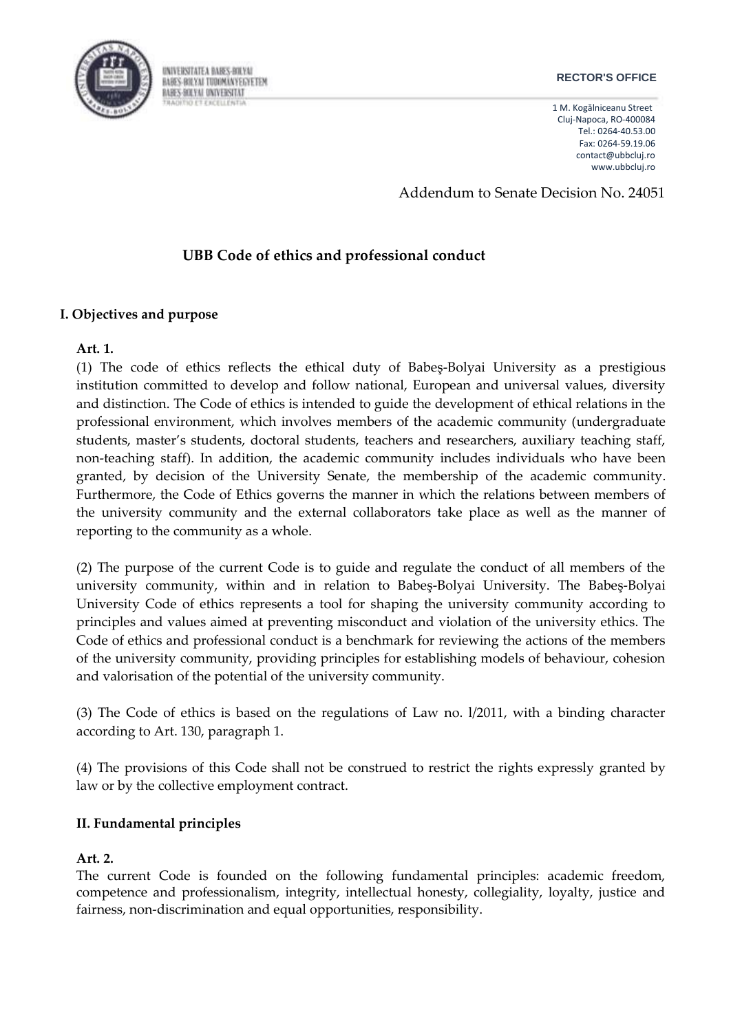UNIVERSITATEA BABEŞ-BOLYAI
BABEŞ-BOLYAI TUDOMÁNYEGYETEM
BABEŞ-BOLYAI UNIVERSITÄT
TRADITIO ET EXCELLENTIA

**RECTOR'S OFFICE**

1 M. Kogălniceanu Street
Cluj-Napoca, RO-400084
Tel.: 0264-40.53.00
Fax: 0264-59.19.06
contact@ubbcluj.ro
www.ubbcluj.ro

Addendum to Senate Decision No. 24051

# UBB Code of ethics and professional conduct

## I. Objectives and purpose

**Art. 1.**

(1) The code of ethics reflects the ethical duty of Babeş-Bolyai University as a prestigious institution committed to develop and follow national, European and universal values, diversity and distinction. The Code of ethics is intended to guide the development of ethical relations in the professional environment, which involves members of the academic community (undergraduate students, master's students, doctoral students, teachers and researchers, auxiliary teaching staff, non-teaching staff). In addition, the academic community includes individuals who have been granted, by decision of the University Senate, the membership of the academic community. Furthermore, the Code of Ethics governs the manner in which the relations between members of the university community and the external collaborators take place as well as the manner of reporting to the community as a whole.

(2) The purpose of the current Code is to guide and regulate the conduct of all members of the university community, within and in relation to Babeş-Bolyai University. The Babeş-Bolyai University Code of ethics represents a tool for shaping the university community according to principles and values aimed at preventing misconduct and violation of the university ethics. The Code of ethics and professional conduct is a benchmark for reviewing the actions of the members of the university community, providing principles for establishing models of behaviour, cohesion and valorisation of the potential of the university community.

(3) The Code of ethics is based on the regulations of Law no. l/2011, with a binding character according to Art. 130, paragraph 1.

(4) The provisions of this Code shall not be construed to restrict the rights expressly granted by law or by the collective employment contract.

## II. Fundamental principles

**Art. 2.**

The current Code is founded on the following fundamental principles: academic freedom, competence and professionalism, integrity, intellectual honesty, collegiality, loyalty, justice and fairness, non-discrimination and equal opportunities, responsibility.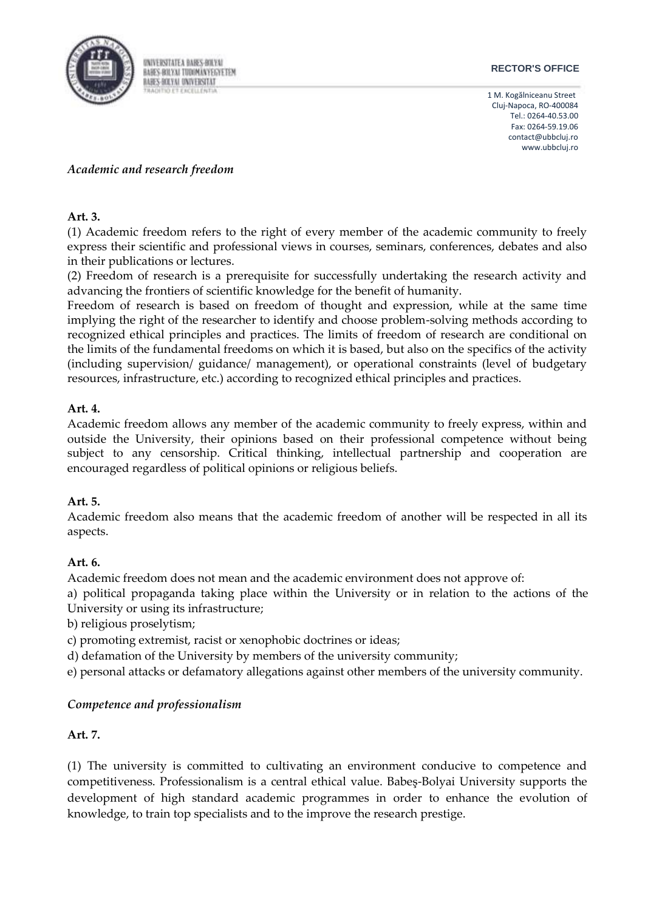*Academic and research freedom*

**Art. 3.**

(1) Academic freedom refers to the right of every member of the academic community to freely express their scientific and professional views in courses, seminars, conferences, debates and also in their publications or lectures.

(2) Freedom of research is a prerequisite for successfully undertaking the research activity and advancing the frontiers of scientific knowledge for the benefit of humanity.

Freedom of research is based on freedom of thought and expression, while at the same time implying the right of the researcher to identify and choose problem-solving methods according to recognized ethical principles and practices. The limits of freedom of research are conditional on the limits of the fundamental freedoms on which it is based, but also on the specifics of the activity (including supervision/ guidance/ management), or operational constraints (level of budgetary resources, infrastructure, etc.) according to recognized ethical principles and practices.

**Art. 4.**

Academic freedom allows any member of the academic community to freely express, within and outside the University, their opinions based on their professional competence without being subject to any censorship. Critical thinking, intellectual partnership and cooperation are encouraged regardless of political opinions or religious beliefs.

**Art. 5.**

Academic freedom also means that the academic freedom of another will be respected in all its aspects.

**Art. 6.**

Academic freedom does not mean and the academic environment does not approve of:

a) political propaganda taking place within the University or in relation to the actions of the University or using its infrastructure;

b) religious proselytism;

c) promoting extremist, racist or xenophobic doctrines or ideas;

d) defamation of the University by members of the university community;

e) personal attacks or defamatory allegations against other members of the university community.

*Competence and professionalism*

**Art. 7.**

(1) The university is committed to cultivating an environment conducive to competence and competitiveness. Professionalism is a central ethical value. Babeş-Bolyai University supports the development of high standard academic programmes in order to enhance the evolution of knowledge, to train top specialists and to the improve the research prestige.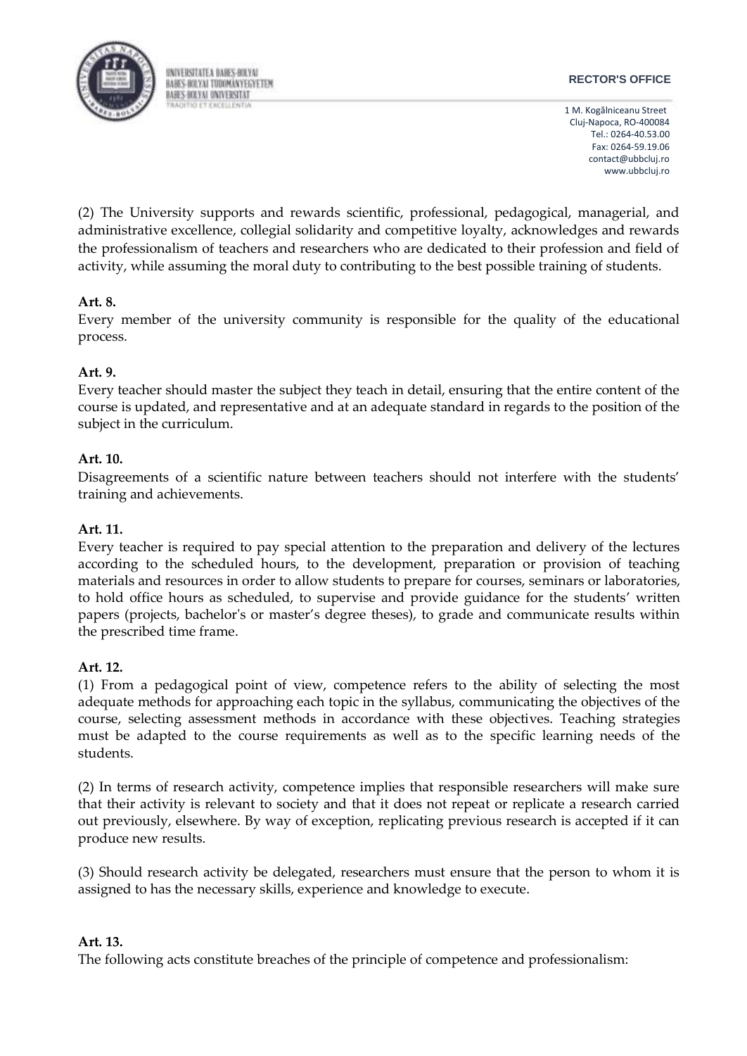(2) The University supports and rewards scientific, professional, pedagogical, managerial, and administrative excellence, collegial solidarity and competitive loyalty, acknowledges and rewards the professionalism of teachers and researchers who are dedicated to their profession and field of activity, while assuming the moral duty to contributing to the best possible training of students.

**Art. 8.**

Every member of the university community is responsible for the quality of the educational process.

**Art. 9.**

Every teacher should master the subject they teach in detail, ensuring that the entire content of the course is updated, and representative and at an adequate standard in regards to the position of the subject in the curriculum.

**Art. 10.**

Disagreements of a scientific nature between teachers should not interfere with the students' training and achievements.

**Art. 11.**

Every teacher is required to pay special attention to the preparation and delivery of the lectures according to the scheduled hours, to the development, preparation or provision of teaching materials and resources in order to allow students to prepare for courses, seminars or laboratories, to hold office hours as scheduled, to supervise and provide guidance for the students' written papers (projects, bachelor's or master's degree theses), to grade and communicate results within the prescribed time frame.

**Art. 12.**

(1) From a pedagogical point of view, competence refers to the ability of selecting the most adequate methods for approaching each topic in the syllabus, communicating the objectives of the course, selecting assessment methods in accordance with these objectives. Teaching strategies must be adapted to the course requirements as well as to the specific learning needs of the students.

(2) In terms of research activity, competence implies that responsible researchers will make sure that their activity is relevant to society and that it does not repeat or replicate a research carried out previously, elsewhere. By way of exception, replicating previous research is accepted if it can produce new results.

(3) Should research activity be delegated, researchers must ensure that the person to whom it is assigned to has the necessary skills, experience and knowledge to execute.

**Art. 13.**

The following acts constitute breaches of the principle of competence and professionalism: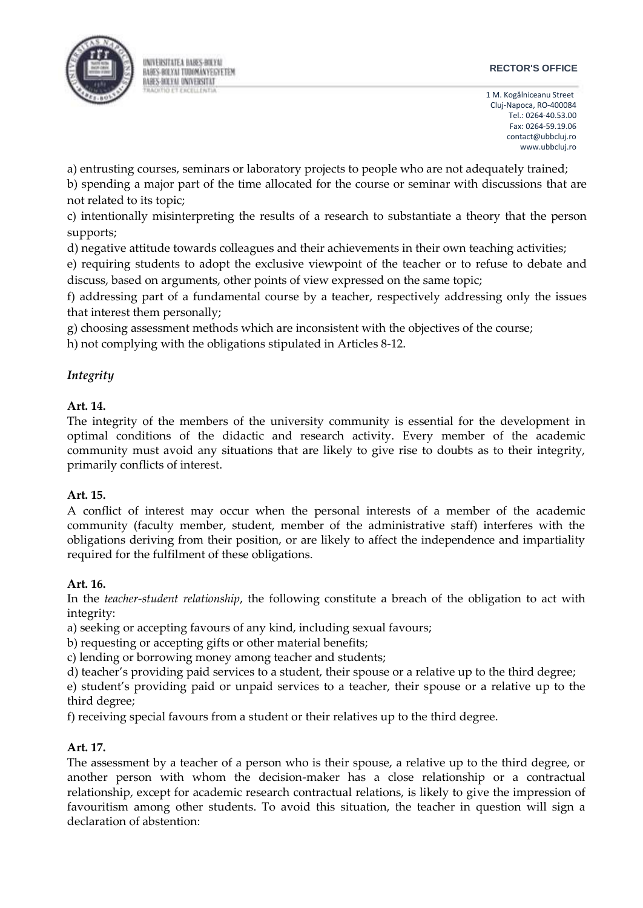a) entrusting courses, seminars or laboratory projects to people who are not adequately trained;

b) spending a major part of the time allocated for the course or seminar with discussions that are not related to its topic;

c) intentionally misinterpreting the results of a research to substantiate a theory that the person supports;

d) negative attitude towards colleagues and their achievements in their own teaching activities;

e) requiring students to adopt the exclusive viewpoint of the teacher or to refuse to debate and discuss, based on arguments, other points of view expressed on the same topic;

f) addressing part of a fundamental course by a teacher, respectively addressing only the issues that interest them personally;

g) choosing assessment methods which are inconsistent with the objectives of the course;

h) not complying with the obligations stipulated in Articles 8-12.

### *Integrity*

**Art. 14.**

The integrity of the members of the university community is essential for the development in optimal conditions of the didactic and research activity. Every member of the academic community must avoid any situations that are likely to give rise to doubts as to their integrity, primarily conflicts of interest.

**Art. 15.**

A conflict of interest may occur when the personal interests of a member of the academic community (faculty member, student, member of the administrative staff) interferes with the obligations deriving from their position, or are likely to affect the independence and impartiality required for the fulfilment of these obligations.

**Art. 16.**

In the *teacher-student relationship*, the following constitute a breach of the obligation to act with integrity:

a) seeking or accepting favours of any kind, including sexual favours;

b) requesting or accepting gifts or other material benefits;

c) lending or borrowing money among teacher and students;

d) teacher's providing paid services to a student, their spouse or a relative up to the third degree;

e) student's providing paid or unpaid services to a teacher, their spouse or a relative up to the third degree;

f) receiving special favours from a student or their relatives up to the third degree.

**Art. 17.**

The assessment by a teacher of a person who is their spouse, a relative up to the third degree, or another person with whom the decision-maker has a close relationship or a contractual relationship, except for academic research contractual relations, is likely to give the impression of favouritism among other students. To avoid this situation, the teacher in question will sign a declaration of abstention: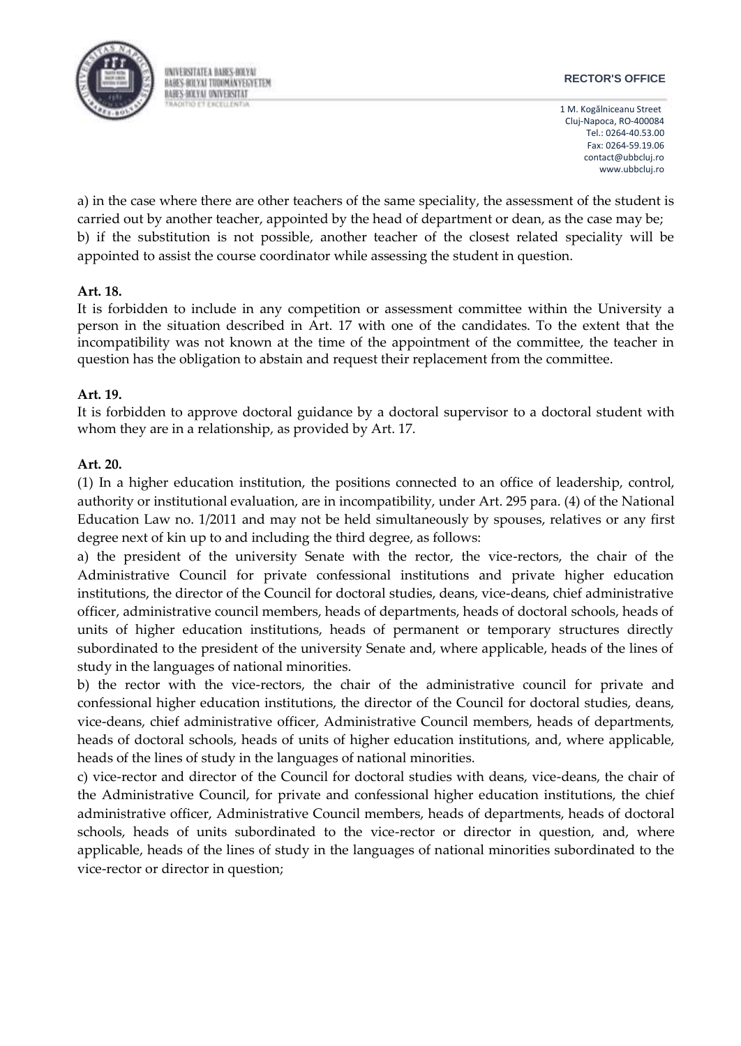a) in the case where there are other teachers of the same speciality, the assessment of the student is carried out by another teacher, appointed by the head of department or dean, as the case may be;
b) if the substitution is not possible, another teacher of the closest related speciality will be appointed to assist the course coordinator while assessing the student in question.

**Art. 18.**
It is forbidden to include in any competition or assessment committee within the University a person in the situation described in Art. 17 with one of the candidates. To the extent that the incompatibility was not known at the time of the appointment of the committee, the teacher in question has the obligation to abstain and request their replacement from the committee.

**Art. 19.**
It is forbidden to approve doctoral guidance by a doctoral supervisor to a doctoral student with whom they are in a relationship, as provided by Art. 17.

**Art. 20.**
(1) In a higher education institution, the positions connected to an office of leadership, control, authority or institutional evaluation, are in incompatibility, under Art. 295 para. (4) of the National Education Law no. 1/2011 and may not be held simultaneously by spouses, relatives or any first degree next of kin up to and including the third degree, as follows:
a) the president of the university Senate with the rector, the vice-rectors, the chair of the Administrative Council for private confessional institutions and private higher education institutions, the director of the Council for doctoral studies, deans, vice-deans, chief administrative officer, administrative council members, heads of departments, heads of doctoral schools, heads of units of higher education institutions, heads of permanent or temporary structures directly subordinated to the president of the university Senate and, where applicable, heads of the lines of study in the languages of national minorities.
b) the rector with the vice-rectors, the chair of the administrative council for private and confessional higher education institutions, the director of the Council for doctoral studies, deans, vice-deans, chief administrative officer, Administrative Council members, heads of departments, heads of doctoral schools, heads of units of higher education institutions, and, where applicable, heads of the lines of study in the languages of national minorities.
c) vice-rector and director of the Council for doctoral studies with deans, vice-deans, the chair of the Administrative Council, for private and confessional higher education institutions, the chief administrative officer, Administrative Council members, heads of departments, heads of doctoral schools, heads of units subordinated to the vice-rector or director in question, and, where applicable, heads of the lines of study in the languages of national minorities subordinated to the vice-rector or director in question;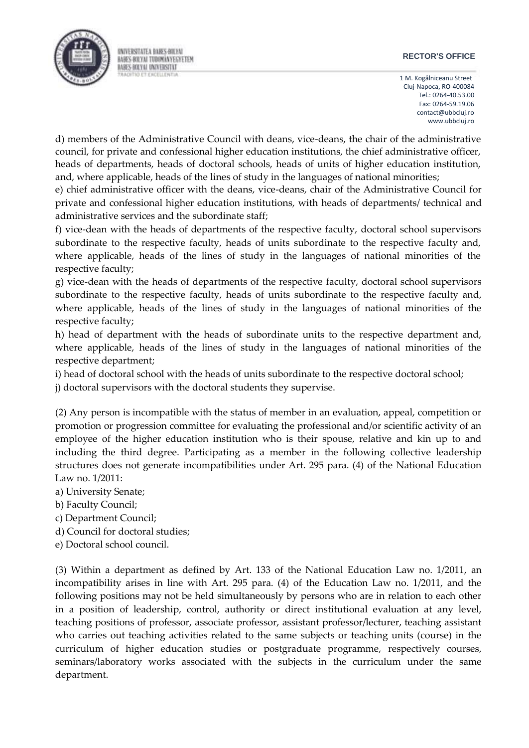d) members of the Administrative Council with deans, vice-deans, the chair of the administrative council, for private and confessional higher education institutions, the chief administrative officer, heads of departments, heads of doctoral schools, heads of units of higher education institution, and, where applicable, heads of the lines of study in the languages of national minorities;

e) chief administrative officer with the deans, vice-deans, chair of the Administrative Council for private and confessional higher education institutions, with heads of departments/ technical and administrative services and the subordinate staff;

f) vice-dean with the heads of departments of the respective faculty, doctoral school supervisors subordinate to the respective faculty, heads of units subordinate to the respective faculty and, where applicable, heads of the lines of study in the languages of national minorities of the respective faculty;

g) vice-dean with the heads of departments of the respective faculty, doctoral school supervisors subordinate to the respective faculty, heads of units subordinate to the respective faculty and, where applicable, heads of the lines of study in the languages of national minorities of the respective faculty;

h) head of department with the heads of subordinate units to the respective department and, where applicable, heads of the lines of study in the languages of national minorities of the respective department;

i) head of doctoral school with the heads of units subordinate to the respective doctoral school;

j) doctoral supervisors with the doctoral students they supervise.

(2) Any person is incompatible with the status of member in an evaluation, appeal, competition or promotion or progression committee for evaluating the professional and/or scientific activity of an employee of the higher education institution who is their spouse, relative and kin up to and including the third degree. Participating as a member in the following collective leadership structures does not generate incompatibilities under Art. 295 para. (4) of the National Education Law no. 1/2011:

a) University Senate;

b) Faculty Council;

c) Department Council;

d) Council for doctoral studies;

e) Doctoral school council.

(3) Within a department as defined by Art. 133 of the National Education Law no. 1/2011, an incompatibility arises in line with Art. 295 para. (4) of the Education Law no. 1/2011, and the following positions may not be held simultaneously by persons who are in relation to each other in a position of leadership, control, authority or direct institutional evaluation at any level, teaching positions of professor, associate professor, assistant professor/lecturer, teaching assistant who carries out teaching activities related to the same subjects or teaching units (course) in the curriculum of higher education studies or postgraduate programme, respectively courses, seminars/laboratory works associated with the subjects in the curriculum under the same department.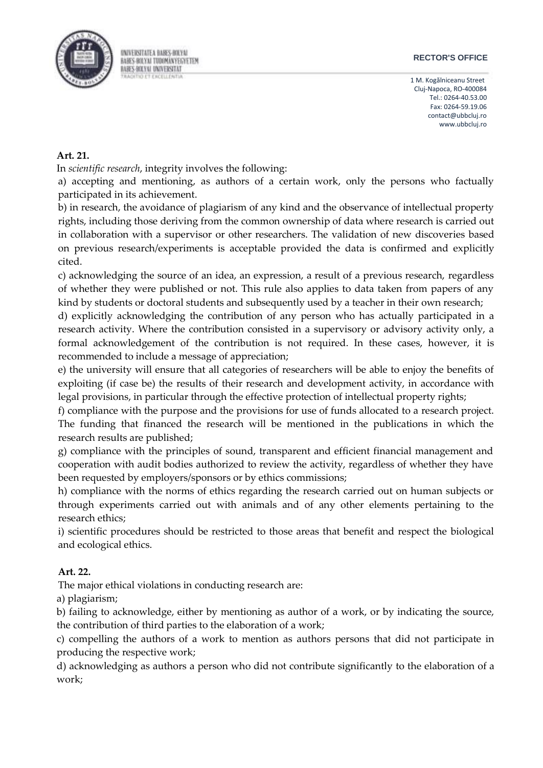**Art. 21.**

In *scientific research*, integrity involves the following:

a) accepting and mentioning, as authors of a certain work, only the persons who factually participated in its achievement.

b) in research, the avoidance of plagiarism of any kind and the observance of intellectual property rights, including those deriving from the common ownership of data where research is carried out in collaboration with a supervisor or other researchers. The validation of new discoveries based on previous research/experiments is acceptable provided the data is confirmed and explicitly cited.

c) acknowledging the source of an idea, an expression, a result of a previous research, regardless of whether they were published or not. This rule also applies to data taken from papers of any kind by students or doctoral students and subsequently used by a teacher in their own research;

d) explicitly acknowledging the contribution of any person who has actually participated in a research activity. Where the contribution consisted in a supervisory or advisory activity only, a formal acknowledgement of the contribution is not required. In these cases, however, it is recommended to include a message of appreciation;

e) the university will ensure that all categories of researchers will be able to enjoy the benefits of exploiting (if case be) the results of their research and development activity, in accordance with legal provisions, in particular through the effective protection of intellectual property rights;

f) compliance with the purpose and the provisions for use of funds allocated to a research project. The funding that financed the research will be mentioned in the publications in which the research results are published;

g) compliance with the principles of sound, transparent and efficient financial management and cooperation with audit bodies authorized to review the activity, regardless of whether they have been requested by employers/sponsors or by ethics commissions;

h) compliance with the norms of ethics regarding the research carried out on human subjects or through experiments carried out with animals and of any other elements pertaining to the research ethics;

i) scientific procedures should be restricted to those areas that benefit and respect the biological and ecological ethics.

**Art. 22.**

The major ethical violations in conducting research are:

a) plagiarism;

b) failing to acknowledge, either by mentioning as author of a work, or by indicating the source, the contribution of third parties to the elaboration of a work;

c) compelling the authors of a work to mention as authors persons that did not participate in producing the respective work;

d) acknowledging as authors a person who did not contribute significantly to the elaboration of a work;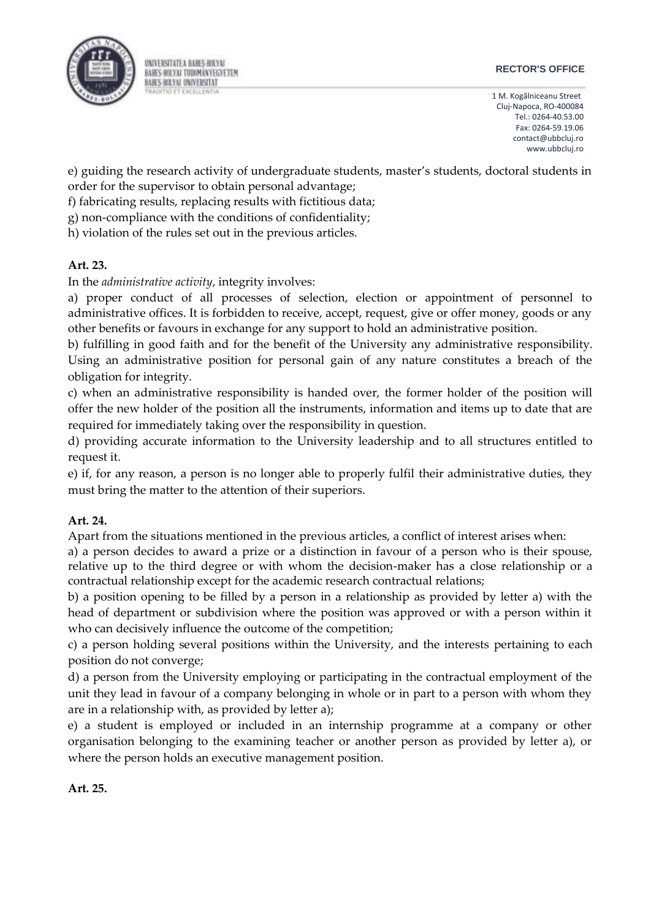e) guiding the research activity of undergraduate students, master's students, doctoral students in order for the supervisor to obtain personal advantage;

f) fabricating results, replacing results with fictitious data;

g) non-compliance with the conditions of confidentiality;

h) violation of the rules set out in the previous articles.

**Art. 23.**

In the *administrative activity*, integrity involves:

a) proper conduct of all processes of selection, election or appointment of personnel to administrative offices. It is forbidden to receive, accept, request, give or offer money, goods or any other benefits or favours in exchange for any support to hold an administrative position.

b) fulfilling in good faith and for the benefit of the University any administrative responsibility. Using an administrative position for personal gain of any nature constitutes a breach of the obligation for integrity.

c) when an administrative responsibility is handed over, the former holder of the position will offer the new holder of the position all the instruments, information and items up to date that are required for immediately taking over the responsibility in question.

d) providing accurate information to the University leadership and to all structures entitled to request it.

e) if, for any reason, a person is no longer able to properly fulfil their administrative duties, they must bring the matter to the attention of their superiors.

**Art. 24.**

Apart from the situations mentioned in the previous articles, a conflict of interest arises when:

a) a person decides to award a prize or a distinction in favour of a person who is their spouse, relative up to the third degree or with whom the decision-maker has a close relationship or a contractual relationship except for the academic research contractual relations;

b) a position opening to be filled by a person in a relationship as provided by letter a) with the head of department or subdivision where the position was approved or with a person within it who can decisively influence the outcome of the competition;

c) a person holding several positions within the University, and the interests pertaining to each position do not converge;

d) a person from the University employing or participating in the contractual employment of the unit they lead in favour of a company belonging in whole or in part to a person with whom they are in a relationship with, as provided by letter a);

e) a student is employed or included in an internship programme at a company or other organisation belonging to the examining teacher or another person as provided by letter a), or where the person holds an executive management position.

**Art. 25.**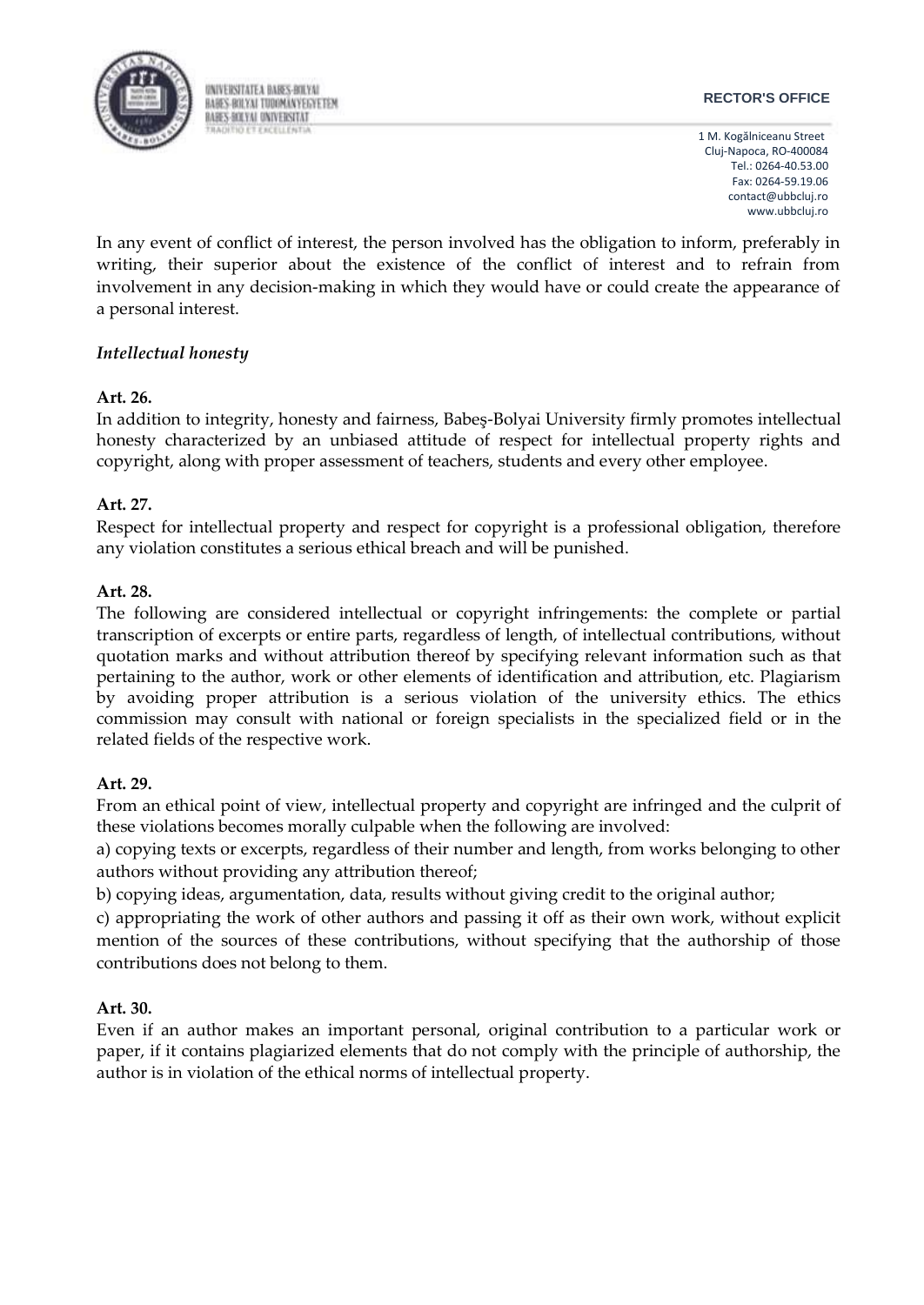In any event of conflict of interest, the person involved has the obligation to inform, preferably in writing, their superior about the existence of the conflict of interest and to refrain from involvement in any decision-making in which they would have or could create the appearance of a personal interest.

### *Intellectual honesty*

**Art. 26.**

In addition to integrity, honesty and fairness, Babeş-Bolyai University firmly promotes intellectual honesty characterized by an unbiased attitude of respect for intellectual property rights and copyright, along with proper assessment of teachers, students and every other employee.

**Art. 27.**

Respect for intellectual property and respect for copyright is a professional obligation, therefore any violation constitutes a serious ethical breach and will be punished.

**Art. 28.**

The following are considered intellectual or copyright infringements: the complete or partial transcription of excerpts or entire parts, regardless of length, of intellectual contributions, without quotation marks and without attribution thereof by specifying relevant information such as that pertaining to the author, work or other elements of identification and attribution, etc. Plagiarism by avoiding proper attribution is a serious violation of the university ethics. The ethics commission may consult with national or foreign specialists in the specialized field or in the related fields of the respective work.

**Art. 29.**

From an ethical point of view, intellectual property and copyright are infringed and the culprit of these violations becomes morally culpable when the following are involved:

a) copying texts or excerpts, regardless of their number and length, from works belonging to other authors without providing any attribution thereof;

b) copying ideas, argumentation, data, results without giving credit to the original author;

c) appropriating the work of other authors and passing it off as their own work, without explicit mention of the sources of these contributions, without specifying that the authorship of those contributions does not belong to them.

**Art. 30.**

Even if an author makes an important personal, original contribution to a particular work or paper, if it contains plagiarized elements that do not comply with the principle of authorship, the author is in violation of the ethical norms of intellectual property.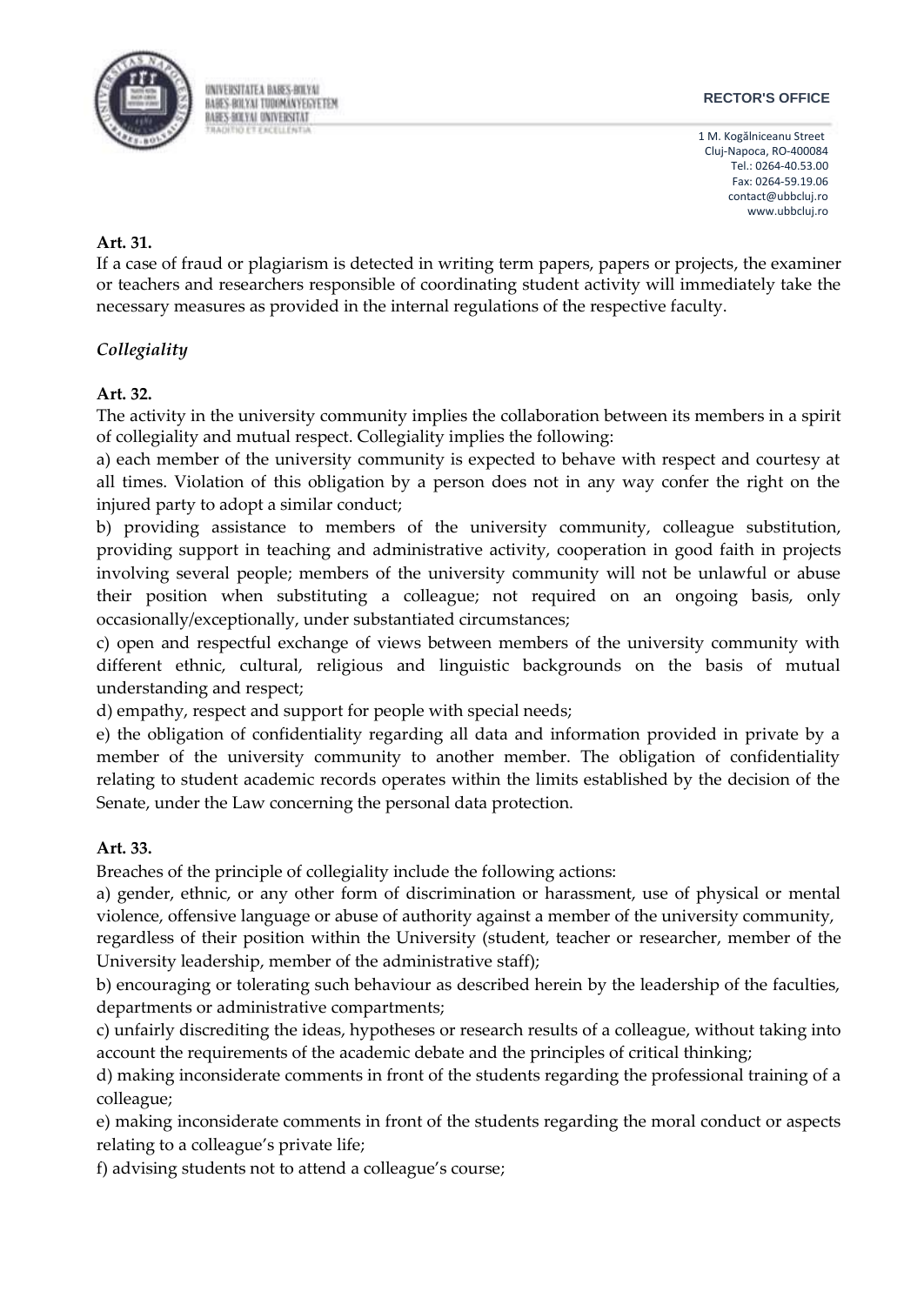**Art. 31.**

If a case of fraud or plagiarism is detected in writing term papers, papers or projects, the examiner or teachers and researchers responsible of coordinating student activity will immediately take the necessary measures as provided in the internal regulations of the respective faculty.

*Collegiality*

**Art. 32.**

The activity in the university community implies the collaboration between its members in a spirit of collegiality and mutual respect. Collegiality implies the following:

a) each member of the university community is expected to behave with respect and courtesy at all times. Violation of this obligation by a person does not in any way confer the right on the injured party to adopt a similar conduct;

b) providing assistance to members of the university community, colleague substitution, providing support in teaching and administrative activity, cooperation in good faith in projects involving several people; members of the university community will not be unlawful or abuse their position when substituting a colleague; not required on an ongoing basis, only occasionally/exceptionally, under substantiated circumstances;

c) open and respectful exchange of views between members of the university community with different ethnic, cultural, religious and linguistic backgrounds on the basis of mutual understanding and respect;

d) empathy, respect and support for people with special needs;

e) the obligation of confidentiality regarding all data and information provided in private by a member of the university community to another member. The obligation of confidentiality relating to student academic records operates within the limits established by the decision of the Senate, under the Law concerning the personal data protection.

**Art. 33.**

Breaches of the principle of collegiality include the following actions:

a) gender, ethnic, or any other form of discrimination or harassment, use of physical or mental violence, offensive language or abuse of authority against a member of the university community, regardless of their position within the University (student, teacher or researcher, member of the University leadership, member of the administrative staff);

b) encouraging or tolerating such behaviour as described herein by the leadership of the faculties, departments or administrative compartments;

c) unfairly discrediting the ideas, hypotheses or research results of a colleague, without taking into account the requirements of the academic debate and the principles of critical thinking;

d) making inconsiderate comments in front of the students regarding the professional training of a colleague;

e) making inconsiderate comments in front of the students regarding the moral conduct or aspects relating to a colleague's private life;

f) advising students not to attend a colleague's course;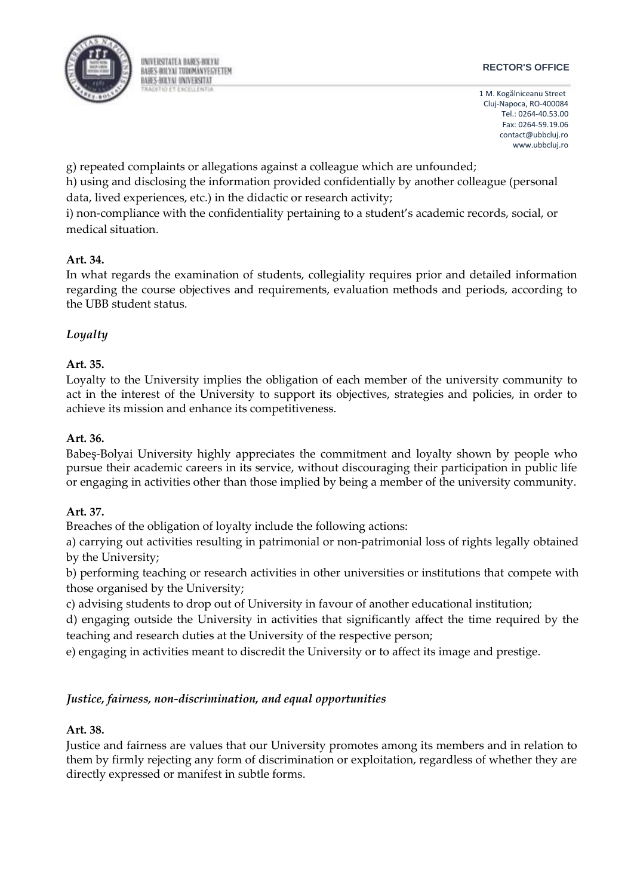g) repeated complaints or allegations against a colleague which are unfounded;

h) using and disclosing the information provided confidentially by another colleague (personal data, lived experiences, etc.) in the didactic or research activity;

i) non-compliance with the confidentiality pertaining to a student's academic records, social, or medical situation.

**Art. 34.**

In what regards the examination of students, collegiality requires prior and detailed information regarding the course objectives and requirements, evaluation methods and periods, according to the UBB student status.

*Loyalty*

**Art. 35.**

Loyalty to the University implies the obligation of each member of the university community to act in the interest of the University to support its objectives, strategies and policies, in order to achieve its mission and enhance its competitiveness.

**Art. 36.**

Babeș-Bolyai University highly appreciates the commitment and loyalty shown by people who pursue their academic careers in its service, without discouraging their participation in public life or engaging in activities other than those implied by being a member of the university community.

**Art. 37.**

Breaches of the obligation of loyalty include the following actions:

a) carrying out activities resulting in patrimonial or non-patrimonial loss of rights legally obtained by the University;

b) performing teaching or research activities in other universities or institutions that compete with those organised by the University;

c) advising students to drop out of University in favour of another educational institution;

d) engaging outside the University in activities that significantly affect the time required by the teaching and research duties at the University of the respective person;

e) engaging in activities meant to discredit the University or to affect its image and prestige.

*Justice, fairness, non-discrimination, and equal opportunities*

**Art. 38.**

Justice and fairness are values that our University promotes among its members and in relation to them by firmly rejecting any form of discrimination or exploitation, regardless of whether they are directly expressed or manifest in subtle forms.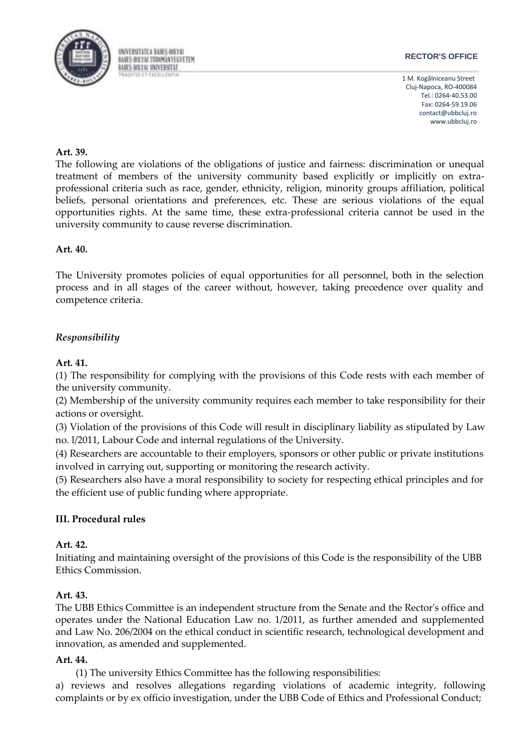**Art. 39.**

The following are violations of the obligations of justice and fairness: discrimination or unequal treatment of members of the university community based explicitly or implicitly on extra-professional criteria such as race, gender, ethnicity, religion, minority groups affiliation, political beliefs, personal orientations and preferences, etc. These are serious violations of the equal opportunities rights. At the same time, these extra-professional criteria cannot be used in the university community to cause reverse discrimination.

**Art. 40.**

The University promotes policies of equal opportunities for all personnel, both in the selection process and in all stages of the career without, however, taking precedence over quality and competence criteria.

*Responsibility*

**Art. 41.**

(1) The responsibility for complying with the provisions of this Code rests with each member of the university community.

(2) Membership of the university community requires each member to take responsibility for their actions or oversight.

(3) Violation of the provisions of this Code will result in disciplinary liability as stipulated by Law no. l/2011, Labour Code and internal regulations of the University.

(4) Researchers are accountable to their employers, sponsors or other public or private institutions involved in carrying out, supporting or monitoring the research activity.

(5) Researchers also have a moral responsibility to society for respecting ethical principles and for the efficient use of public funding where appropriate.

**III. Procedural rules**

**Art. 42.**

Initiating and maintaining oversight of the provisions of this Code is the responsibility of the UBB Ethics Commission.

**Art. 43.**

The UBB Ethics Committee is an independent structure from the Senate and the Rector's office and operates under the National Education Law no. 1/2011, as further amended and supplemented and Law No. 206/2004 on the ethical conduct in scientific research, technological development and innovation, as amended and supplemented.

**Art. 44.**

(1) The university Ethics Committee has the following responsibilities:

a) reviews and resolves allegations regarding violations of academic integrity, following complaints or by ex officio investigation, under the UBB Code of Ethics and Professional Conduct;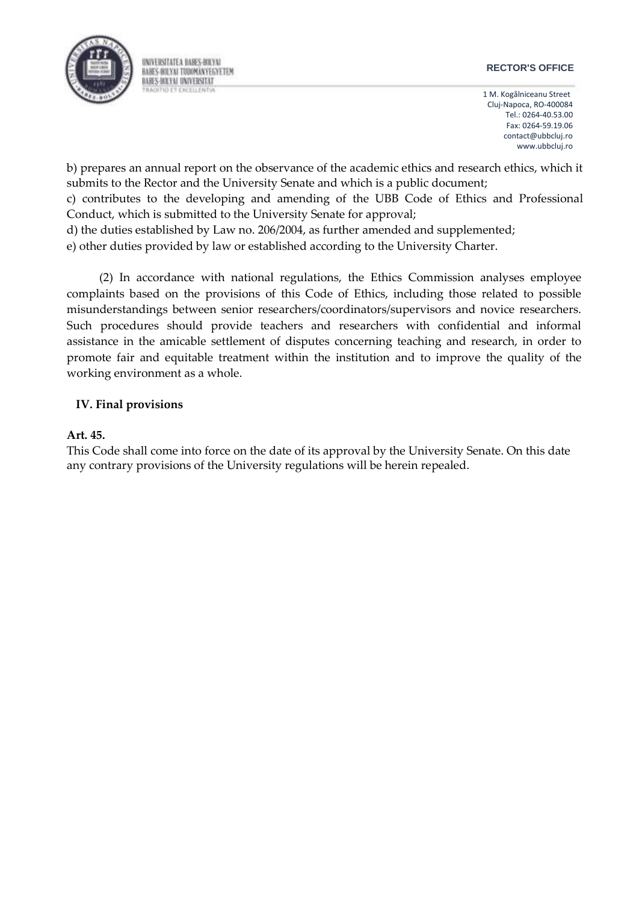b) prepares an annual report on the observance of the academic ethics and research ethics, which it submits to the Rector and the University Senate and which is a public document;

c) contributes to the developing and amending of the UBB Code of Ethics and Professional Conduct, which is submitted to the University Senate for approval;

d) the duties established by Law no. 206/2004, as further amended and supplemented;

e) other duties provided by law or established according to the University Charter.

(2) In accordance with national regulations, the Ethics Commission analyses employee complaints based on the provisions of this Code of Ethics, including those related to possible misunderstandings between senior researchers/coordinators/supervisors and novice researchers. Such procedures should provide teachers and researchers with confidential and informal assistance in the amicable settlement of disputes concerning teaching and research, in order to promote fair and equitable treatment within the institution and to improve the quality of the working environment as a whole.

## IV. Final provisions

**Art. 45.**

This Code shall come into force on the date of its approval by the University Senate. On this date any contrary provisions of the University regulations will be herein repealed.